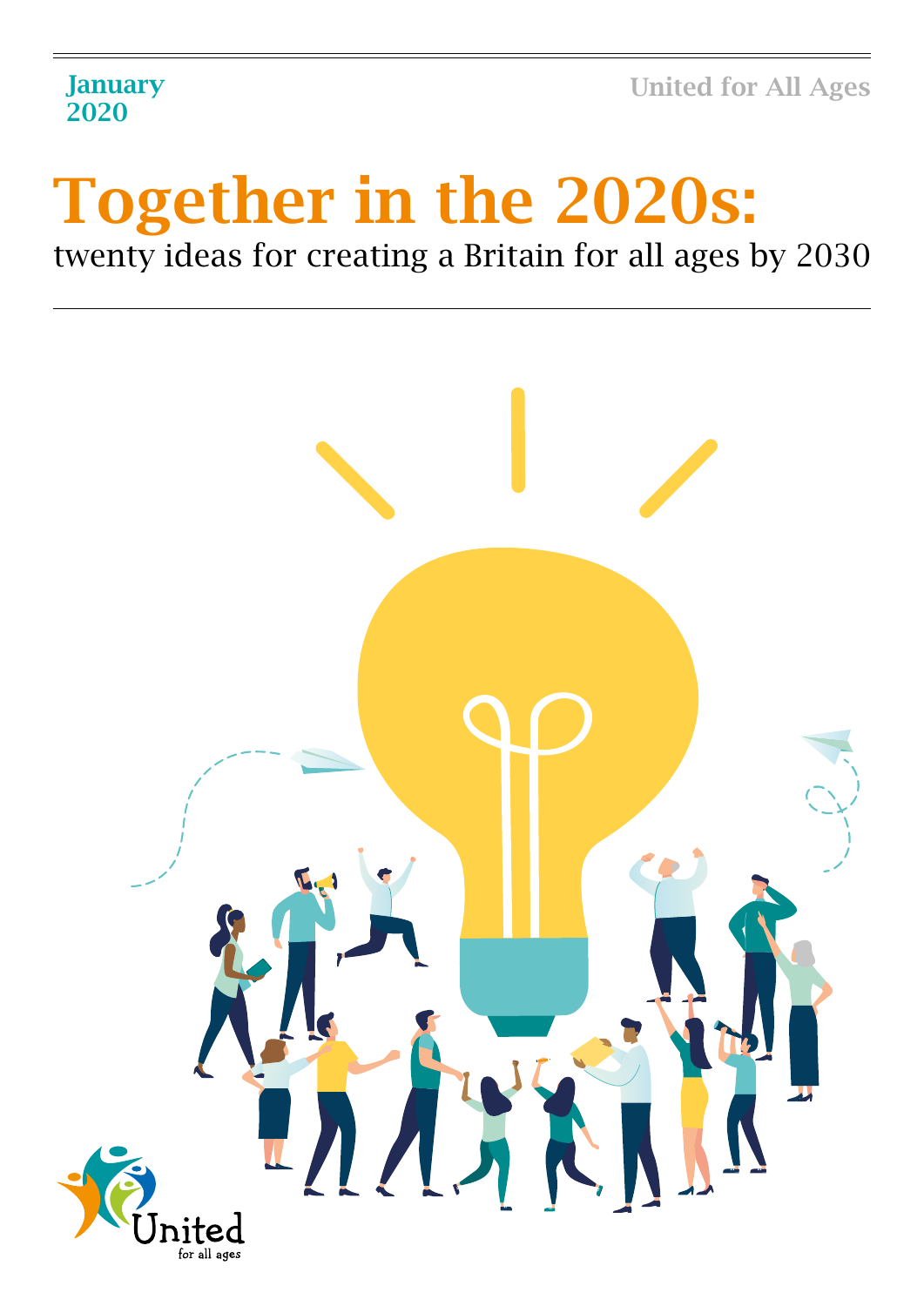January
2020

United for All Ages

# Together in the 2020s:

## twenty ideas for creating a Britain for all ages by 2030

United
for all ages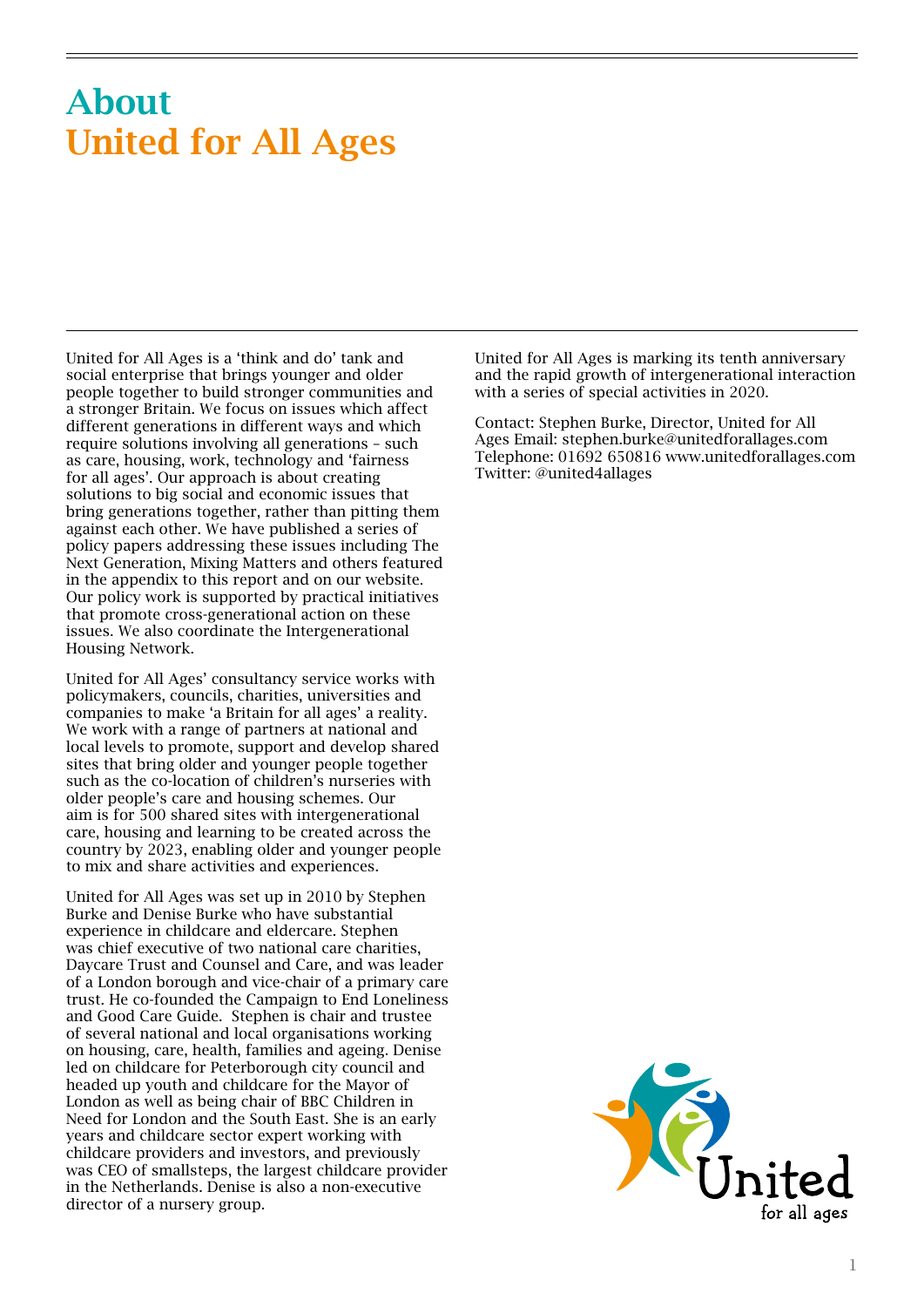# About United for All Ages

United for All Ages is a 'think and do' tank and social enterprise that brings younger and older people together to build stronger communities and a stronger Britain. We focus on issues which affect different generations in different ways and which require solutions involving all generations – such as care, housing, work, technology and 'fairness for all ages'. Our approach is about creating solutions to big social and economic issues that bring generations together, rather than pitting them against each other. We have published a series of policy papers addressing these issues including The Next Generation, Mixing Matters and others featured in the appendix to this report and on our website. Our policy work is supported by practical initiatives that promote cross-generational action on these issues. We also coordinate the Intergenerational Housing Network.

United for All Ages' consultancy service works with policymakers, councils, charities, universities and companies to make 'a Britain for all ages' a reality. We work with a range of partners at national and local levels to promote, support and develop shared sites that bring older and younger people together such as the co-location of children's nurseries with older people's care and housing schemes. Our aim is for 500 shared sites with intergenerational care, housing and learning to be created across the country by 2023, enabling older and younger people to mix and share activities and experiences.

United for All Ages was set up in 2010 by Stephen Burke and Denise Burke who have substantial experience in childcare and eldercare. Stephen was chief executive of two national care charities, Daycare Trust and Counsel and Care, and was leader of a London borough and vice-chair of a primary care trust. He co-founded the Campaign to End Loneliness and Good Care Guide. Stephen is chair and trustee of several national and local organisations working on housing, care, health, families and ageing. Denise led on childcare for Peterborough city council and headed up youth and childcare for the Mayor of London as well as being chair of BBC Children in Need for London and the South East. She is an early years and childcare sector expert working with childcare providers and investors, and previously was CEO of smallsteps, the largest childcare provider in the Netherlands. Denise is also a non-executive director of a nursery group.

United for All Ages is marking its tenth anniversary and the rapid growth of intergenerational interaction with a series of special activities in 2020.

Contact: Stephen Burke, Director, United for All Ages Email: stephen.burke@unitedforallages.com Telephone: 01692 650816 www.unitedforallages.com Twitter: @united4allages

United for all ages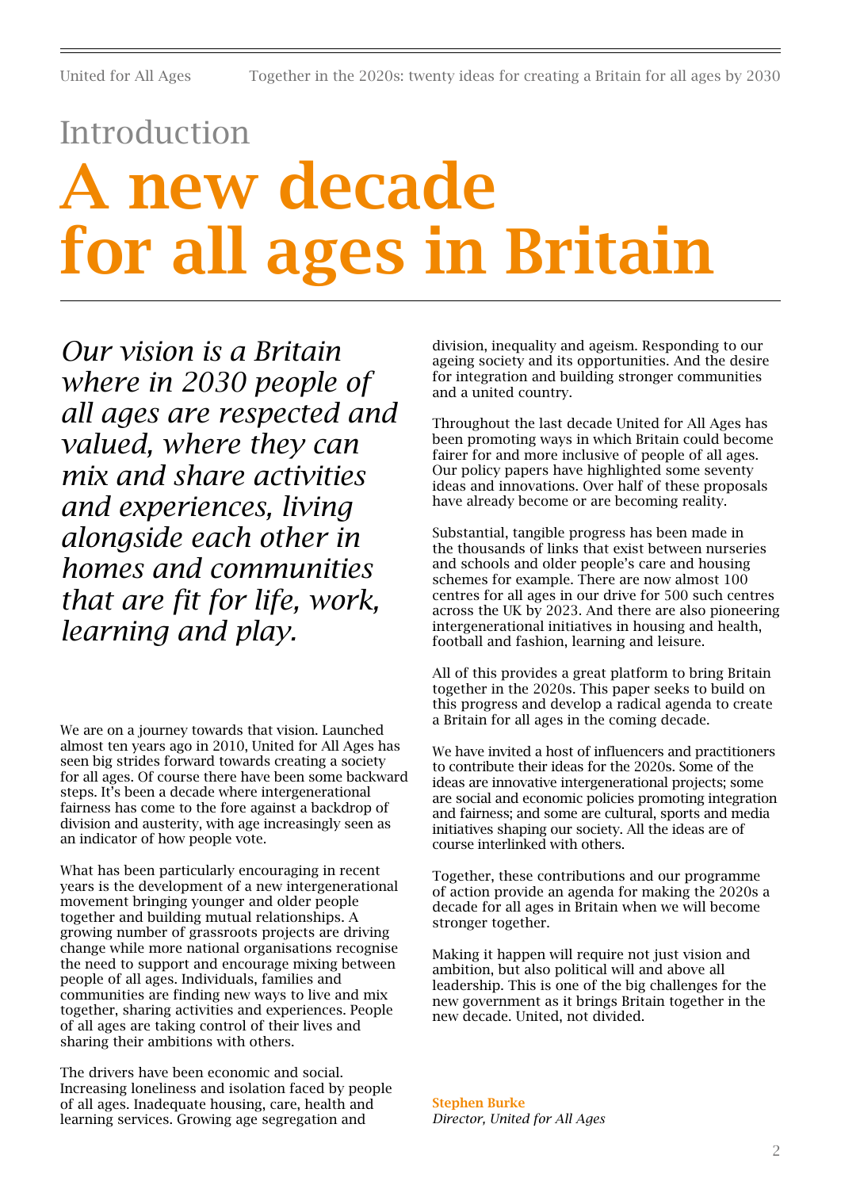Introduction

# A new decade for all ages in Britain

*Our vision is a Britain where in 2030 people of all ages are respected and valued, where they can mix and share activities and experiences, living alongside each other in homes and communities that are fit for life, work, learning and play.*

We are on a journey towards that vision. Launched almost ten years ago in 2010, United for All Ages has seen big strides forward towards creating a society for all ages. Of course there have been some backward steps. It's been a decade where intergenerational fairness has come to the fore against a backdrop of division and austerity, with age increasingly seen as an indicator of how people vote.

What has been particularly encouraging in recent years is the development of a new intergenerational movement bringing younger and older people together and building mutual relationships. A growing number of grassroots projects are driving change while more national organisations recognise the need to support and encourage mixing between people of all ages. Individuals, families and communities are finding new ways to live and mix together, sharing activities and experiences. People of all ages are taking control of their lives and sharing their ambitions with others.

The drivers have been economic and social. Increasing loneliness and isolation faced by people of all ages. Inadequate housing, care, health and learning services. Growing age segregation and division, inequality and ageism. Responding to our ageing society and its opportunities. And the desire for integration and building stronger communities and a united country.

Throughout the last decade United for All Ages has been promoting ways in which Britain could become fairer for and more inclusive of people of all ages. Our policy papers have highlighted some seventy ideas and innovations. Over half of these proposals have already become or are becoming reality.

Substantial, tangible progress has been made in the thousands of links that exist between nurseries and schools and older people's care and housing schemes for example. There are now almost 100 centres for all ages in our drive for 500 such centres across the UK by 2023. And there are also pioneering intergenerational initiatives in housing and health, football and fashion, learning and leisure.

All of this provides a great platform to bring Britain together in the 2020s. This paper seeks to build on this progress and develop a radical agenda to create a Britain for all ages in the coming decade.

We have invited a host of influencers and practitioners to contribute their ideas for the 2020s. Some of the ideas are innovative intergenerational projects; some are social and economic policies promoting integration and fairness; and some are cultural, sports and media initiatives shaping our society. All the ideas are of course interlinked with others.

Together, these contributions and our programme of action provide an agenda for making the 2020s a decade for all ages in Britain when we will become stronger together.

Making it happen will require not just vision and ambition, but also political will and above all leadership. This is one of the big challenges for the new government as it brings Britain together in the new decade. United, not divided.

**Stephen Burke**
*Director, United for All Ages*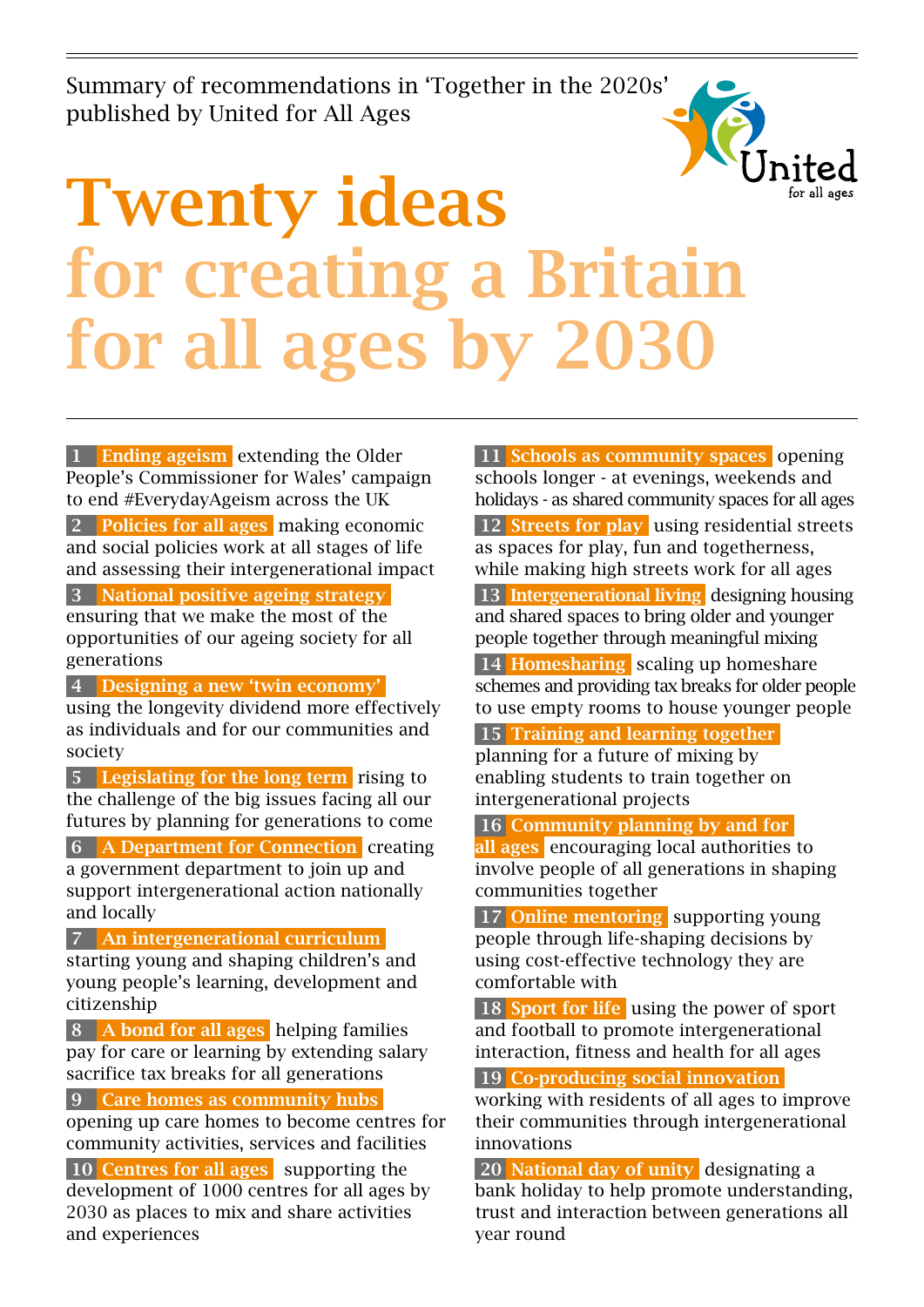Summary of recommendations in 'Together in the 2020s' published by United for All Ages

United for all ages

# Twenty ideas for creating a Britain for all ages by 2030

**1 Ending ageism** extending the Older People's Commissioner for Wales' campaign to end #EverydayAgeism across the UK

**2 Policies for all ages** making economic and social policies work at all stages of life and assessing their intergenerational impact

**3 National positive ageing strategy** ensuring that we make the most of the opportunities of our ageing society for all generations

**4 Designing a new 'twin economy'** using the longevity dividend more effectively as individuals and for our communities and society

**5 Legislating for the long term** rising to the challenge of the big issues facing all our futures by planning for generations to come

**6 A Department for Connection** creating a government department to join up and support intergenerational action nationally and locally

**7 An intergenerational curriculum** starting young and shaping children's and young people's learning, development and citizenship

**8 A bond for all ages** helping families pay for care or learning by extending salary sacrifice tax breaks for all generations

**9 Care homes as community hubs** opening up care homes to become centres for community activities, services and facilities

**10 Centres for all ages** supporting the development of 1000 centres for all ages by 2030 as places to mix and share activities and experiences

**11 Schools as community spaces** opening schools longer - at evenings, weekends and holidays - as shared community spaces for all ages

**12 Streets for play** using residential streets as spaces for play, fun and togetherness, while making high streets work for all ages

**13 Intergenerational living** designing housing and shared spaces to bring older and younger people together through meaningful mixing

**14 Homesharing** scaling up homeshare schemes and providing tax breaks for older people to use empty rooms to house younger people

**15 Training and learning together** planning for a future of mixing by enabling students to train together on intergenerational projects

**16 Community planning by and for all ages** encouraging local authorities to involve people of all generations in shaping communities together

**17 Online mentoring** supporting young people through life-shaping decisions by using cost-effective technology they are comfortable with

**18 Sport for life** using the power of sport and football to promote intergenerational interaction, fitness and health for all ages

**19 Co-producing social innovation** working with residents of all ages to improve their communities through intergenerational innovations

**20 National day of unity** designating a bank holiday to help promote understanding, trust and interaction between generations all year round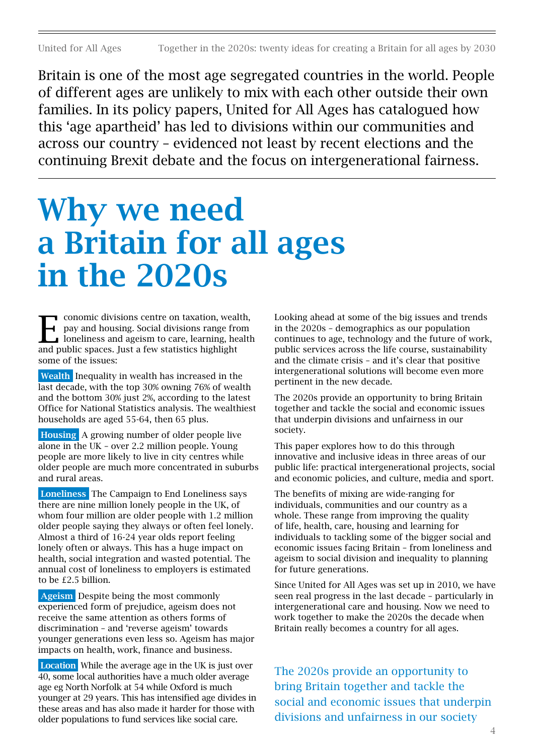Britain is one of the most age segregated countries in the world. People of different ages are unlikely to mix with each other outside their own families. In its policy papers, United for All Ages has catalogued how this 'age apartheid' has led to divisions within our communities and across our country – evidenced not least by recent elections and the continuing Brexit debate and the focus on intergenerational fairness.

# Why we need a Britain for all ages in the 2020s

Economic divisions centre on taxation, wealth, pay and housing. Social divisions range from loneliness and ageism to care, learning, health and public spaces. Just a few statistics highlight some of the issues:

**Wealth** Inequality in wealth has increased in the last decade, with the top 30% owning 76% of wealth and the bottom 30% just 2%, according to the latest Office for National Statistics analysis. The wealthiest households are aged 55-64, then 65 plus.

**Housing** A growing number of older people live alone in the UK – over 2.2 million people. Young people are more likely to live in city centres while older people are much more concentrated in suburbs and rural areas.

**Loneliness** The Campaign to End Loneliness says there are nine million lonely people in the UK, of whom four million are older people with 1.2 million older people saying they always or often feel lonely. Almost a third of 16-24 year olds report feeling lonely often or always. This has a huge impact on health, social integration and wasted potential. The annual cost of loneliness to employers is estimated to be £2.5 billion.

**Ageism** Despite being the most commonly experienced form of prejudice, ageism does not receive the same attention as others forms of discrimination – and 'reverse ageism' towards younger generations even less so. Ageism has major impacts on health, work, finance and business.

**Location** While the average age in the UK is just over 40, some local authorities have a much older average age eg North Norfolk at 54 while Oxford is much younger at 29 years. This has intensified age divides in these areas and has also made it harder for those with older populations to fund services like social care.

Looking ahead at some of the big issues and trends in the 2020s – demographics as our population continues to age, technology and the future of work, public services across the life course, sustainability and the climate crisis – and it's clear that positive intergenerational solutions will become even more pertinent in the new decade.

The 2020s provide an opportunity to bring Britain together and tackle the social and economic issues that underpin divisions and unfairness in our society.

This paper explores how to do this through innovative and inclusive ideas in three areas of our public life: practical intergenerational projects, social and economic policies, and culture, media and sport.

The benefits of mixing are wide-ranging for individuals, communities and our country as a whole. These range from improving the quality of life, health, care, housing and learning for individuals to tackling some of the bigger social and economic issues facing Britain – from loneliness and ageism to social division and inequality to planning for future generations.

Since United for All Ages was set up in 2010, we have seen real progress in the last decade – particularly in intergenerational care and housing. Now we need to work together to make the 2020s the decade when Britain really becomes a country for all ages.

The 2020s provide an opportunity to bring Britain together and tackle the social and economic issues that underpin divisions and unfairness in our society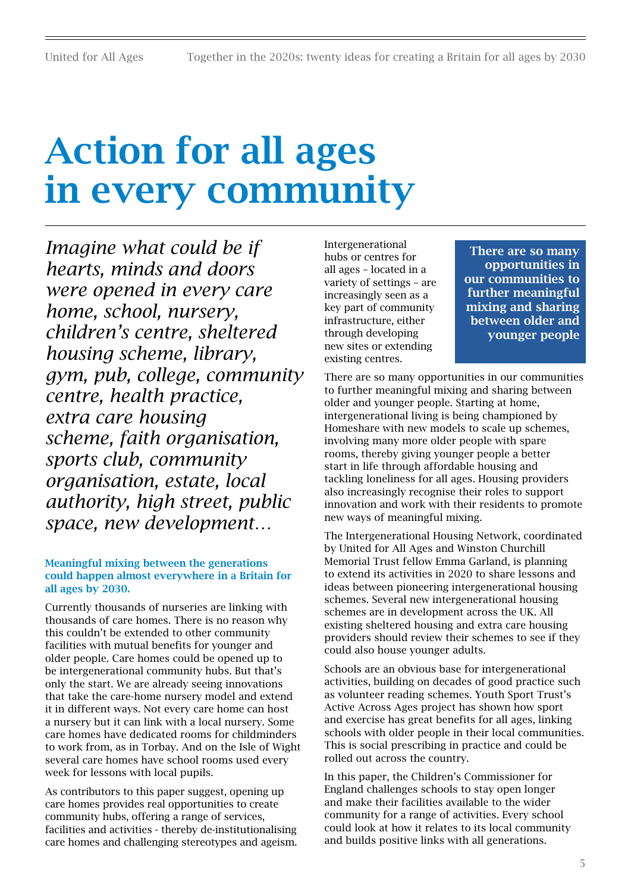# Action for all ages in every community

*Imagine what could be if hearts, minds and doors were opened in every care home, school, nursery, children's centre, sheltered housing scheme, library, gym, pub, college, community centre, health practice, extra care housing scheme, faith organisation, sports club, community organisation, estate, local authority, high street, public space, new development…*

**Meaningful mixing between the generations could happen almost everywhere in a Britain for all ages by 2030.**

Currently thousands of nurseries are linking with thousands of care homes. There is no reason why this couldn't be extended to other community facilities with mutual benefits for younger and older people. Care homes could be opened up to be intergenerational community hubs. But that's only the start. We are already seeing innovations that take the care-home nursery model and extend it in different ways. Not every care home can host a nursery but it can link with a local nursery. Some care homes have dedicated rooms for childminders to work from, as in Torbay. And on the Isle of Wight several care homes have school rooms used every week for lessons with local pupils.

As contributors to this paper suggest, opening up care homes provides real opportunities to create community hubs, offering a range of services, facilities and activities - thereby de-institutionalising care homes and challenging stereotypes and ageism.

Intergenerational hubs or centres for all ages – located in a variety of settings – are increasingly seen as a key part of community infrastructure, either through developing new sites or extending existing centres.

**There are so many opportunities in our communities to further meaningful mixing and sharing between older and younger people**

There are so many opportunities in our communities to further meaningful mixing and sharing between older and younger people. Starting at home, intergenerational living is being championed by Homeshare with new models to scale up schemes, involving many more older people with spare rooms, thereby giving younger people a better start in life through affordable housing and tackling loneliness for all ages. Housing providers also increasingly recognise their roles to support innovation and work with their residents to promote new ways of meaningful mixing.

The Intergenerational Housing Network, coordinated by United for All Ages and Winston Churchill Memorial Trust fellow Emma Garland, is planning to extend its activities in 2020 to share lessons and ideas between pioneering intergenerational housing schemes. Several new intergenerational housing schemes are in development across the UK. All existing sheltered housing and extra care housing providers should review their schemes to see if they could also house younger adults.

Schools are an obvious base for intergenerational activities, building on decades of good practice such as volunteer reading schemes. Youth Sport Trust's Active Across Ages project has shown how sport and exercise has great benefits for all ages, linking schools with older people in their local communities. This is social prescribing in practice and could be rolled out across the country.

In this paper, the Children's Commissioner for England challenges schools to stay open longer and make their facilities available to the wider community for a range of activities. Every school could look at how it relates to its local community and builds positive links with all generations.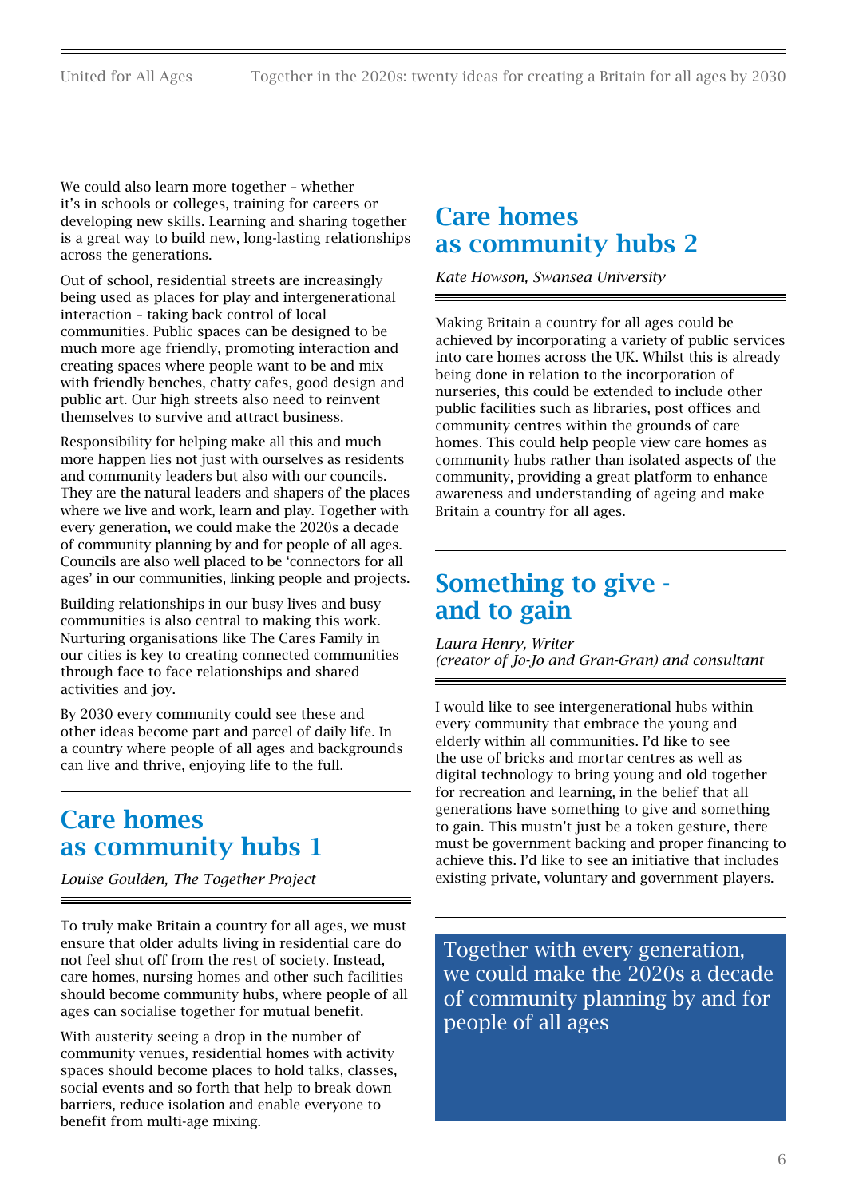We could also learn more together – whether it's in schools or colleges, training for careers or developing new skills. Learning and sharing together is a great way to build new, long-lasting relationships across the generations.

Out of school, residential streets are increasingly being used as places for play and intergenerational interaction – taking back control of local communities. Public spaces can be designed to be much more age friendly, promoting interaction and creating spaces where people want to be and mix with friendly benches, chatty cafes, good design and public art. Our high streets also need to reinvent themselves to survive and attract business.

Responsibility for helping make all this and much more happen lies not just with ourselves as residents and community leaders but also with our councils. They are the natural leaders and shapers of the places where we live and work, learn and play. Together with every generation, we could make the 2020s a decade of community planning by and for people of all ages. Councils are also well placed to be 'connectors for all ages' in our communities, linking people and projects.

Building relationships in our busy lives and busy communities is also central to making this work. Nurturing organisations like The Cares Family in our cities is key to creating connected communities through face to face relationships and shared activities and joy.

By 2030 every community could see these and other ideas become part and parcel of daily life. In a country where people of all ages and backgrounds can live and thrive, enjoying life to the full.

## Care homes as community hubs 1

*Louise Goulden, The Together Project*

To truly make Britain a country for all ages, we must ensure that older adults living in residential care do not feel shut off from the rest of society. Instead, care homes, nursing homes and other such facilities should become community hubs, where people of all ages can socialise together for mutual benefit.

With austerity seeing a drop in the number of community venues, residential homes with activity spaces should become places to hold talks, classes, social events and so forth that help to break down barriers, reduce isolation and enable everyone to benefit from multi-age mixing.

## Care homes as community hubs 2

*Kate Howson, Swansea University*

Making Britain a country for all ages could be achieved by incorporating a variety of public services into care homes across the UK. Whilst this is already being done in relation to the incorporation of nurseries, this could be extended to include other public facilities such as libraries, post offices and community centres within the grounds of care homes. This could help people view care homes as community hubs rather than isolated aspects of the community, providing a great platform to enhance awareness and understanding of ageing and make Britain a country for all ages.

## Something to give - and to gain

*Laura Henry, Writer*
*(creator of Jo-Jo and Gran-Gran) and consultant*

I would like to see intergenerational hubs within every community that embrace the young and elderly within all communities. I'd like to see the use of bricks and mortar centres as well as digital technology to bring young and old together for recreation and learning, in the belief that all generations have something to give and something to gain. This mustn't just be a token gesture, there must be government backing and proper financing to achieve this. I'd like to see an initiative that includes existing private, voluntary and government players.

Together with every generation, we could make the 2020s a decade of community planning by and for people of all ages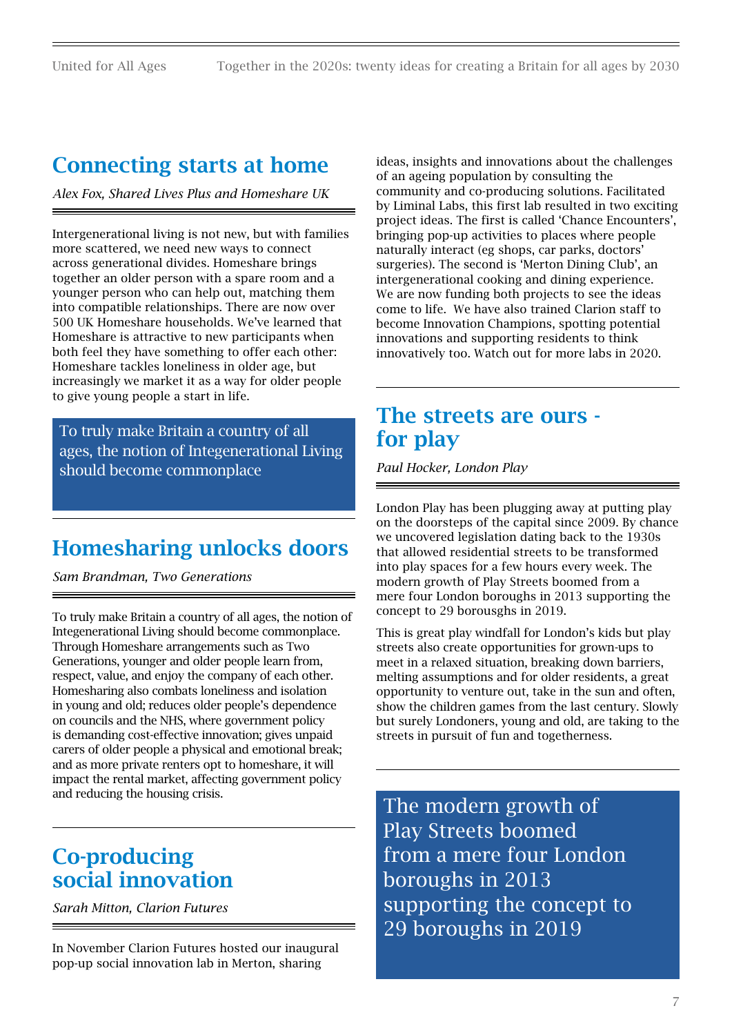## Connecting starts at home

*Alex Fox, Shared Lives Plus and Homeshare UK*

Intergenerational living is not new, but with families more scattered, we need new ways to connect across generational divides. Homeshare brings together an older person with a spare room and a younger person who can help out, matching them into compatible relationships. There are now over 500 UK Homeshare households. We've learned that Homeshare is attractive to new participants when both feel they have something to offer each other: Homeshare tackles loneliness in older age, but increasingly we market it as a way for older people to give young people a start in life.

> To truly make Britain a country of all ages, the notion of Integenerational Living should become commonplace

## Homesharing unlocks doors

*Sam Brandman, Two Generations*

To truly make Britain a country of all ages, the notion of Integenerational Living should become commonplace. Through Homeshare arrangements such as Two Generations, younger and older people learn from, respect, value, and enjoy the company of each other. Homesharing also combats loneliness and isolation in young and old; reduces older people's dependence on councils and the NHS, where government policy is demanding cost-effective innovation; gives unpaid carers of older people a physical and emotional break; and as more private renters opt to homeshare, it will impact the rental market, affecting government policy and reducing the housing crisis.

## Co-producing social innovation

*Sarah Mitton, Clarion Futures*

In November Clarion Futures hosted our inaugural pop-up social innovation lab in Merton, sharing ideas, insights and innovations about the challenges of an ageing population by consulting the community and co-producing solutions. Facilitated by Liminal Labs, this first lab resulted in two exciting project ideas. The first is called 'Chance Encounters', bringing pop-up activities to places where people naturally interact (eg shops, car parks, doctors' surgeries). The second is 'Merton Dining Club', an intergenerational cooking and dining experience. We are now funding both projects to see the ideas come to life. We have also trained Clarion staff to become Innovation Champions, spotting potential innovations and supporting residents to think innovatively too. Watch out for more labs in 2020.

## The streets are ours - for play

*Paul Hocker, London Play*

London Play has been plugging away at putting play on the doorsteps of the capital since 2009. By chance we uncovered legislation dating back to the 1930s that allowed residential streets to be transformed into play spaces for a few hours every week. The modern growth of Play Streets boomed from a mere four London boroughs in 2013 supporting the concept to 29 borousghs in 2019.

This is great play windfall for London's kids but play streets also create opportunities for grown-ups to meet in a relaxed situation, breaking down barriers, melting assumptions and for older residents, a great opportunity to venture out, take in the sun and often, show the children games from the last century. Slowly but surely Londoners, young and old, are taking to the streets in pursuit of fun and togetherness.

> The modern growth of Play Streets boomed from a mere four London boroughs in 2013 supporting the concept to 29 boroughs in 2019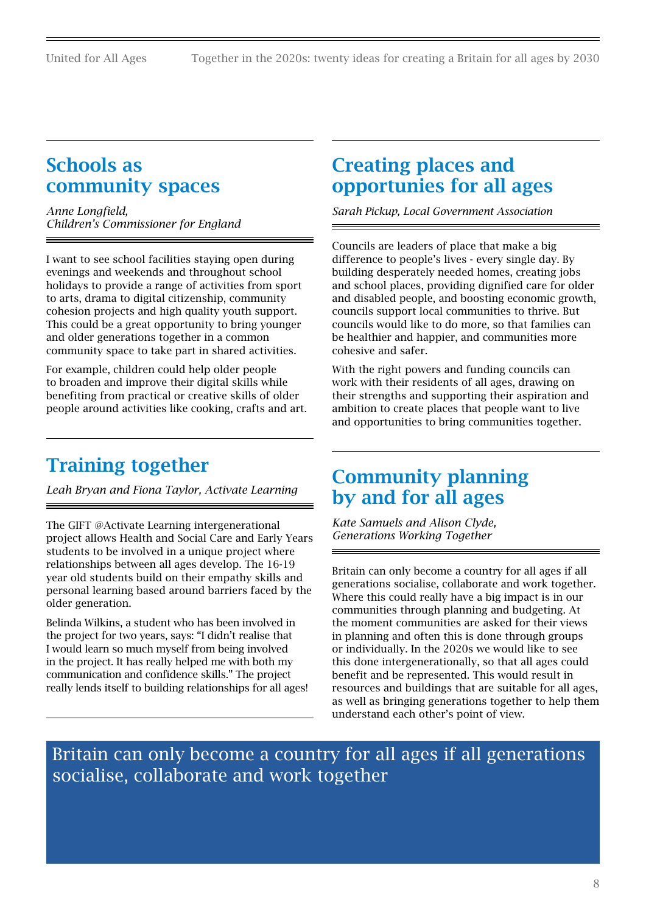## Schools as community spaces

*Anne Longfield, Children's Commissioner for England*

I want to see school facilities staying open during evenings and weekends and throughout school holidays to provide a range of activities from sport to arts, drama to digital citizenship, community cohesion projects and high quality youth support. This could be a great opportunity to bring younger and older generations together in a common community space to take part in shared activities.

For example, children could help older people to broaden and improve their digital skills while benefiting from practical or creative skills of older people around activities like cooking, crafts and art.

## Training together

*Leah Bryan and Fiona Taylor, Activate Learning*

The GIFT @Activate Learning intergenerational project allows Health and Social Care and Early Years students to be involved in a unique project where relationships between all ages develop. The 16-19 year old students build on their empathy skills and personal learning based around barriers faced by the older generation.

Belinda Wilkins, a student who has been involved in the project for two years, says: "I didn't realise that I would learn so much myself from being involved in the project. It has really helped me with both my communication and confidence skills." The project really lends itself to building relationships for all ages!

## Creating places and opportunies for all ages

*Sarah Pickup, Local Government Association*

Councils are leaders of place that make a big difference to people's lives - every single day. By building desperately needed homes, creating jobs and school places, providing dignified care for older and disabled people, and boosting economic growth, councils support local communities to thrive. But councils would like to do more, so that families can be healthier and happier, and communities more cohesive and safer.

With the right powers and funding councils can work with their residents of all ages, drawing on their strengths and supporting their aspiration and ambition to create places that people want to live and opportunities to bring communities together.

## Community planning by and for all ages

*Kate Samuels and Alison Clyde, Generations Working Together*

Britain can only become a country for all ages if all generations socialise, collaborate and work together. Where this could really have a big impact is in our communities through planning and budgeting. At the moment communities are asked for their views in planning and often this is done through groups or individually. In the 2020s we would like to see this done intergenerationally, so that all ages could benefit and be represented. This would result in resources and buildings that are suitable for all ages, as well as bringing generations together to help them understand each other's point of view.

> Britain can only become a country for all ages if all generations socialise, collaborate and work together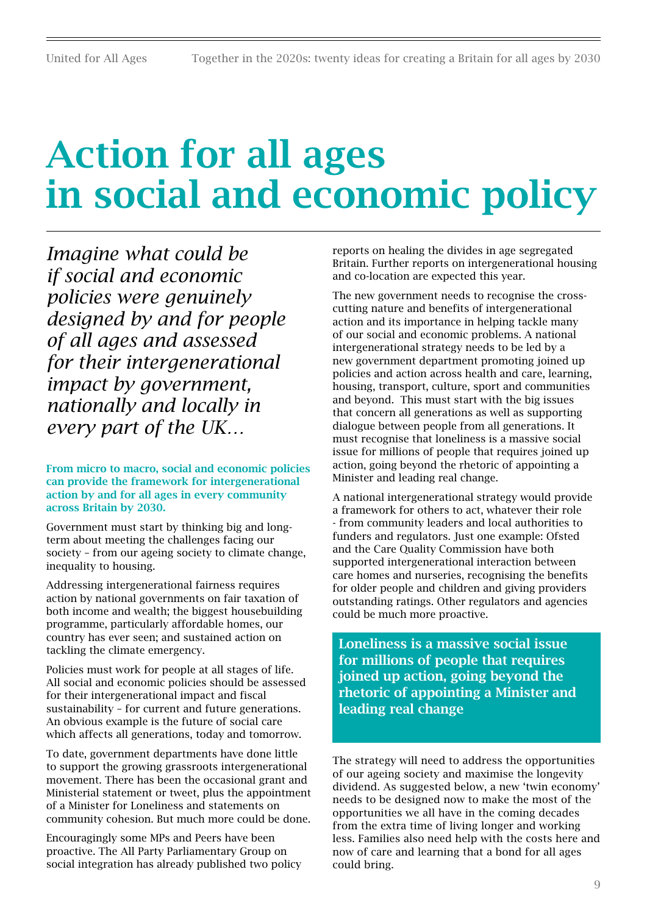# Action for all ages in social and economic policy

*Imagine what could be if social and economic policies were genuinely designed by and for people of all ages and assessed for their intergenerational impact by government, nationally and locally in every part of the UK…*

**From micro to macro, social and economic policies can provide the framework for intergenerational action by and for all ages in every community across Britain by 2030.**

Government must start by thinking big and long-term about meeting the challenges facing our society – from our ageing society to climate change, inequality to housing.

Addressing intergenerational fairness requires action by national governments on fair taxation of both income and wealth; the biggest housebuilding programme, particularly affordable homes, our country has ever seen; and sustained action on tackling the climate emergency.

Policies must work for people at all stages of life. All social and economic policies should be assessed for their intergenerational impact and fiscal sustainability – for current and future generations. An obvious example is the future of social care which affects all generations, today and tomorrow.

To date, government departments have done little to support the growing grassroots intergenerational movement. There has been the occasional grant and Ministerial statement or tweet, plus the appointment of a Minister for Loneliness and statements on community cohesion. But much more could be done.

Encouragingly some MPs and Peers have been proactive. The All Party Parliamentary Group on social integration has already published two policy reports on healing the divides in age segregated Britain. Further reports on intergenerational housing and co-location are expected this year.

The new government needs to recognise the cross-cutting nature and benefits of intergenerational action and its importance in helping tackle many of our social and economic problems. A national intergenerational strategy needs to be led by a new government department promoting joined up policies and action across health and care, learning, housing, transport, culture, sport and communities and beyond. This must start with the big issues that concern all generations as well as supporting dialogue between people from all generations. It must recognise that loneliness is a massive social issue for millions of people that requires joined up action, going beyond the rhetoric of appointing a Minister and leading real change.

A national intergenerational strategy would provide a framework for others to act, whatever their role - from community leaders and local authorities to funders and regulators. Just one example: Ofsted and the Care Quality Commission have both supported intergenerational interaction between care homes and nurseries, recognising the benefits for older people and children and giving providers outstanding ratings. Other regulators and agencies could be much more proactive.

**Loneliness is a massive social issue for millions of people that requires joined up action, going beyond the rhetoric of appointing a Minister and leading real change**

The strategy will need to address the opportunities of our ageing society and maximise the longevity dividend. As suggested below, a new 'twin economy' needs to be designed now to make the most of the opportunities we all have in the coming decades from the extra time of living longer and working less. Families also need help with the costs here and now of care and learning that a bond for all ages could bring.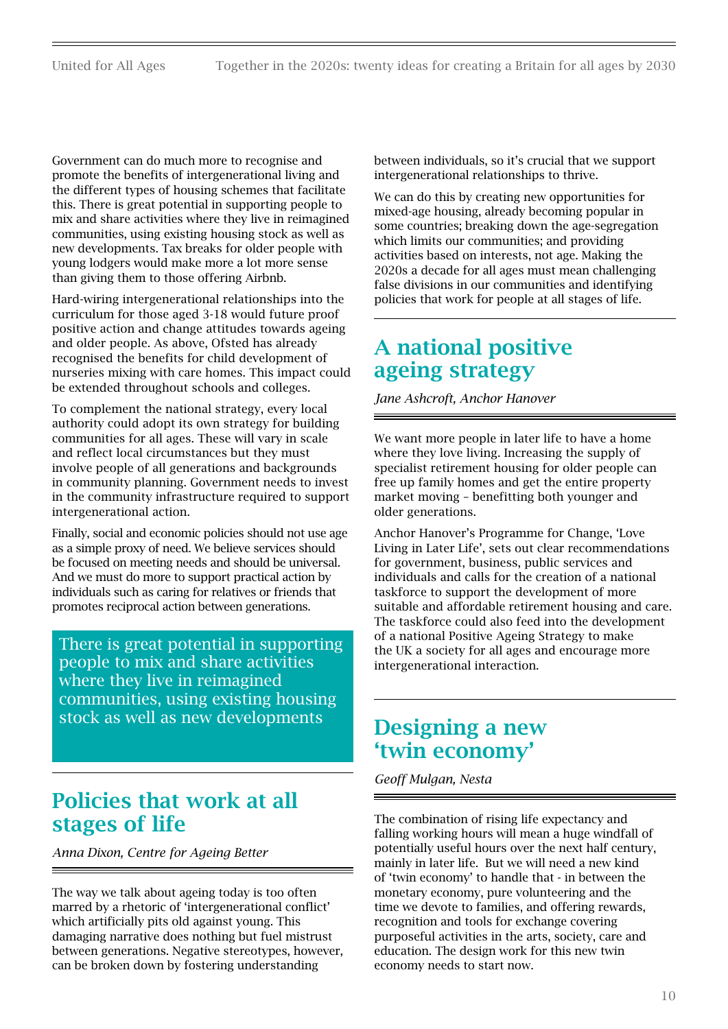Government can do much more to recognise and promote the benefits of intergenerational living and the different types of housing schemes that facilitate this. There is great potential in supporting people to mix and share activities where they live in reimagined communities, using existing housing stock as well as new developments. Tax breaks for older people with young lodgers would make more a lot more sense than giving them to those offering Airbnb.

Hard-wiring intergenerational relationships into the curriculum for those aged 3-18 would future proof positive action and change attitudes towards ageing and older people. As above, Ofsted has already recognised the benefits for child development of nurseries mixing with care homes. This impact could be extended throughout schools and colleges.

To complement the national strategy, every local authority could adopt its own strategy for building communities for all ages. These will vary in scale and reflect local circumstances but they must involve people of all generations and backgrounds in community planning. Government needs to invest in the community infrastructure required to support intergenerational action.

Finally, social and economic policies should not use age as a simple proxy of need. We believe services should be focused on meeting needs and should be universal. And we must do more to support practical action by individuals such as caring for relatives or friends that promotes reciprocal action between generations.

> There is great potential in supporting people to mix and share activities where they live in reimagined communities, using existing housing stock as well as new developments

## Policies that work at all stages of life

*Anna Dixon, Centre for Ageing Better*

The way we talk about ageing today is too often marred by a rhetoric of 'intergenerational conflict' which artificially pits old against young. This damaging narrative does nothing but fuel mistrust between generations. Negative stereotypes, however, can be broken down by fostering understanding between individuals, so it's crucial that we support intergenerational relationships to thrive.

We can do this by creating new opportunities for mixed-age housing, already becoming popular in some countries; breaking down the age-segregation which limits our communities; and providing activities based on interests, not age. Making the 2020s a decade for all ages must mean challenging false divisions in our communities and identifying policies that work for people at all stages of life.

## A national positive ageing strategy

*Jane Ashcroft, Anchor Hanover*

We want more people in later life to have a home where they love living. Increasing the supply of specialist retirement housing for older people can free up family homes and get the entire property market moving – benefitting both younger and older generations.

Anchor Hanover's Programme for Change, 'Love Living in Later Life', sets out clear recommendations for government, business, public services and individuals and calls for the creation of a national taskforce to support the development of more suitable and affordable retirement housing and care. The taskforce could also feed into the development of a national Positive Ageing Strategy to make the UK a society for all ages and encourage more intergenerational interaction.

## Designing a new 'twin economy'

*Geoff Mulgan, Nesta*

The combination of rising life expectancy and falling working hours will mean a huge windfall of potentially useful hours over the next half century, mainly in later life. But we will need a new kind of 'twin economy' to handle that - in between the monetary economy, pure volunteering and the time we devote to families, and offering rewards, recognition and tools for exchange covering purposeful activities in the arts, society, care and education. The design work for this new twin economy needs to start now.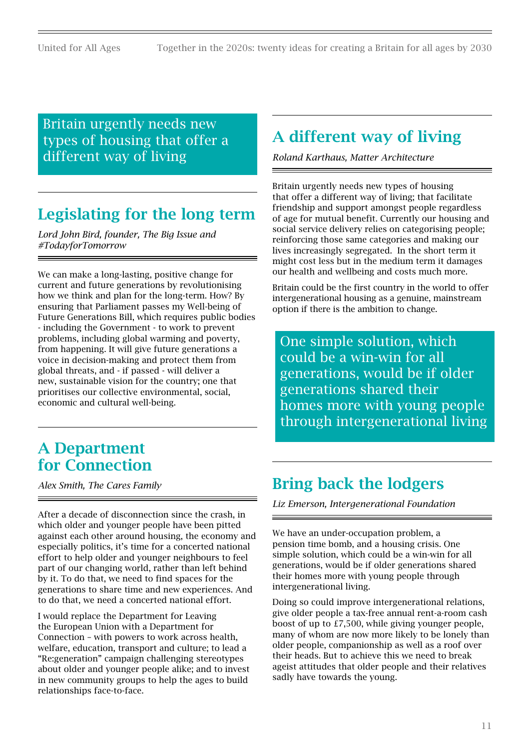> Britain urgently needs new types of housing that offer a different way of living

## Legislating for the long term

*Lord John Bird, founder, The Big Issue and #TodayforTomorrow*

We can make a long-lasting, positive change for current and future generations by revolutionising how we think and plan for the long-term. How? By ensuring that Parliament passes my Well-being of Future Generations Bill, which requires public bodies - including the Government - to work to prevent problems, including global warming and poverty, from happening. It will give future generations a voice in decision-making and protect them from global threats, and - if passed - will deliver a new, sustainable vision for the country; one that prioritises our collective environmental, social, economic and cultural well-being.

## A Department for Connection

*Alex Smith, The Cares Family*

After a decade of disconnection since the crash, in which older and younger people have been pitted against each other around housing, the economy and especially politics, it's time for a concerted national effort to help older and younger neighbours to feel part of our changing world, rather than left behind by it. To do that, we need to find spaces for the generations to share time and new experiences. And to do that, we need a concerted national effort.

I would replace the Department for Leaving the European Union with a Department for Connection – with powers to work across health, welfare, education, transport and culture; to lead a "Re:generation" campaign challenging stereotypes about older and younger people alike; and to invest in new community groups to help the ages to build relationships face-to-face.

## A different way of living

*Roland Karthaus, Matter Architecture*

Britain urgently needs new types of housing that offer a different way of living; that facilitate friendship and support amongst people regardless of age for mutual benefit. Currently our housing and social service delivery relies on categorising people; reinforcing those same categories and making our lives increasingly segregated. In the short term it might cost less but in the medium term it damages our health and wellbeing and costs much more.

Britain could be the first country in the world to offer intergenerational housing as a genuine, mainstream option if there is the ambition to change.

> One simple solution, which could be a win-win for all generations, would be if older generations shared their homes more with young people through intergenerational living

## Bring back the lodgers

*Liz Emerson, Intergenerational Foundation*

We have an under-occupation problem, a pension time bomb, and a housing crisis. One simple solution, which could be a win-win for all generations, would be if older generations shared their homes more with young people through intergenerational living.

Doing so could improve intergenerational relations, give older people a tax-free annual rent-a-room cash boost of up to £7,500, while giving younger people, many of whom are now more likely to be lonely than older people, companionship as well as a roof over their heads. But to achieve this we need to break ageist attitudes that older people and their relatives sadly have towards the young.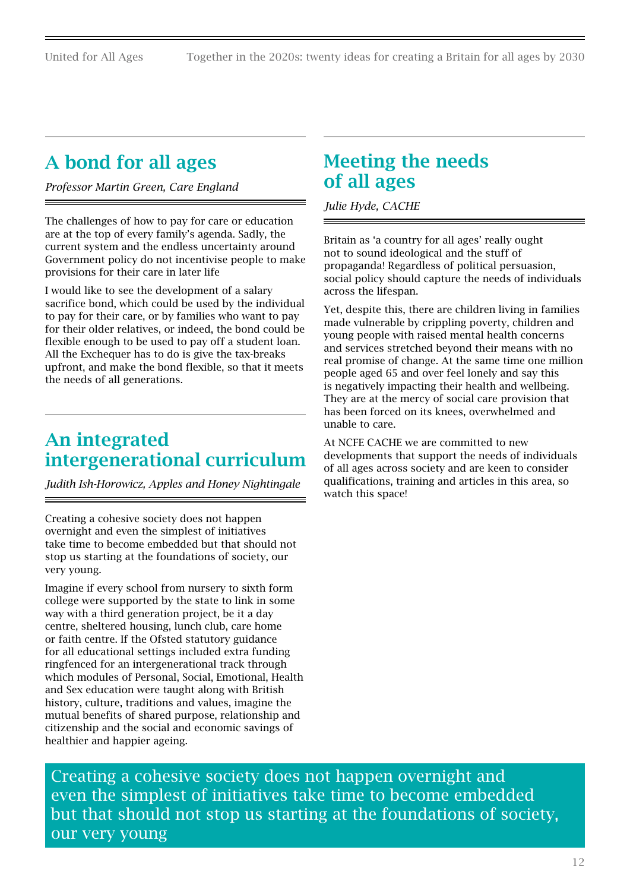## A bond for all ages

*Professor Martin Green, Care England*

The challenges of how to pay for care or education are at the top of every family's agenda. Sadly, the current system and the endless uncertainty around Government policy do not incentivise people to make provisions for their care in later life

I would like to see the development of a salary sacrifice bond, which could be used by the individual to pay for their care, or by families who want to pay for their older relatives, or indeed, the bond could be flexible enough to be used to pay off a student loan. All the Exchequer has to do is give the tax-breaks upfront, and make the bond flexible, so that it meets the needs of all generations.

## An integrated intergenerational curriculum

*Judith Ish-Horowicz, Apples and Honey Nightingale*

Creating a cohesive society does not happen overnight and even the simplest of initiatives take time to become embedded but that should not stop us starting at the foundations of society, our very young.

Imagine if every school from nursery to sixth form college were supported by the state to link in some way with a third generation project, be it a day centre, sheltered housing, lunch club, care home or faith centre. If the Ofsted statutory guidance for all educational settings included extra funding ringfenced for an intergenerational track through which modules of Personal, Social, Emotional, Health and Sex education were taught along with British history, culture, traditions and values, imagine the mutual benefits of shared purpose, relationship and citizenship and the social and economic savings of healthier and happier ageing.

## Meeting the needs of all ages

*Julie Hyde, CACHE*

Britain as 'a country for all ages' really ought not to sound ideological and the stuff of propaganda! Regardless of political persuasion, social policy should capture the needs of individuals across the lifespan.

Yet, despite this, there are children living in families made vulnerable by crippling poverty, children and young people with raised mental health concerns and services stretched beyond their means with no real promise of change. At the same time one million people aged 65 and over feel lonely and say this is negatively impacting their health and wellbeing. They are at the mercy of social care provision that has been forced on its knees, overwhelmed and unable to care.

At NCFE CACHE we are committed to new developments that support the needs of individuals of all ages across society and are keen to consider qualifications, training and articles in this area, so watch this space!

> Creating a cohesive society does not happen overnight and even the simplest of initiatives take time to become embedded but that should not stop us starting at the foundations of society, our very young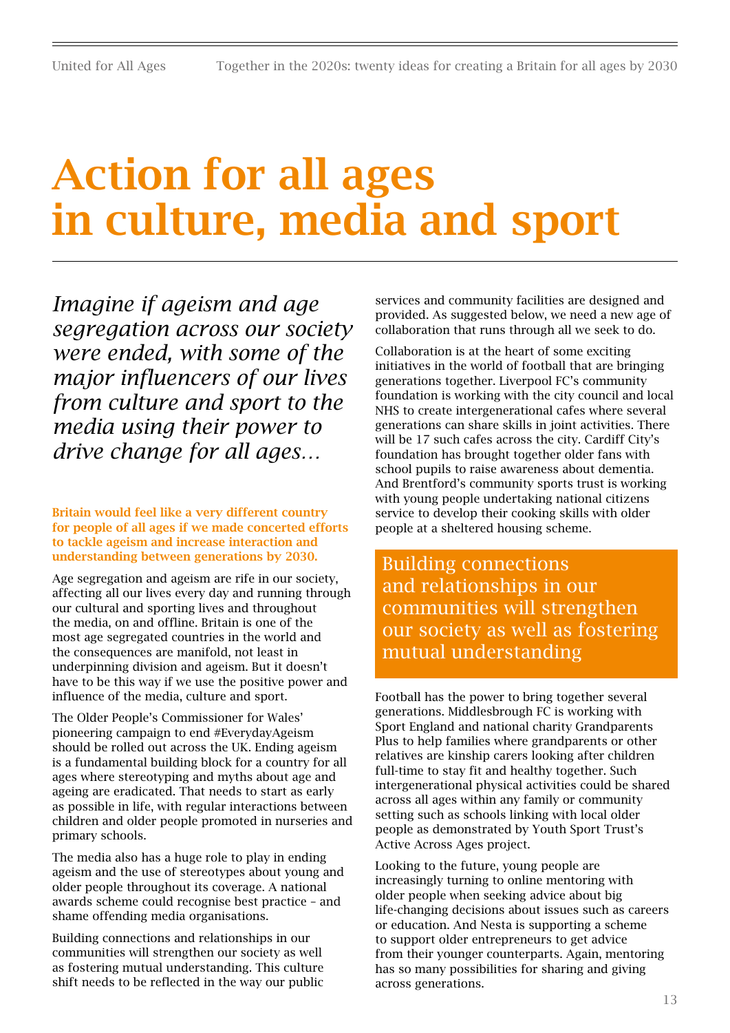# Action for all ages in culture, media and sport

*Imagine if ageism and age segregation across our society were ended, with some of the major influencers of our lives from culture and sport to the media using their power to drive change for all ages…*

**Britain would feel like a very different country for people of all ages if we made concerted efforts to tackle ageism and increase interaction and understanding between generations by 2030.**

Age segregation and ageism are rife in our society, affecting all our lives every day and running through our cultural and sporting lives and throughout the media, on and offline. Britain is one of the most age segregated countries in the world and the consequences are manifold, not least in underpinning division and ageism. But it doesn't have to be this way if we use the positive power and influence of the media, culture and sport.

The Older People's Commissioner for Wales' pioneering campaign to end #EverydayAgeism should be rolled out across the UK. Ending ageism is a fundamental building block for a country for all ages where stereotyping and myths about age and ageing are eradicated. That needs to start as early as possible in life, with regular interactions between children and older people promoted in nurseries and primary schools.

The media also has a huge role to play in ending ageism and the use of stereotypes about young and older people throughout its coverage. A national awards scheme could recognise best practice – and shame offending media organisations.

Building connections and relationships in our communities will strengthen our society as well as fostering mutual understanding. This culture shift needs to be reflected in the way our public services and community facilities are designed and provided. As suggested below, we need a new age of collaboration that runs through all we seek to do.

Collaboration is at the heart of some exciting initiatives in the world of football that are bringing generations together. Liverpool FC's community foundation is working with the city council and local NHS to create intergenerational cafes where several generations can share skills in joint activities. There will be 17 such cafes across the city. Cardiff City's foundation has brought together older fans with school pupils to raise awareness about dementia. And Brentford's community sports trust is working with young people undertaking national citizens service to develop their cooking skills with older people at a sheltered housing scheme.

> Building connections and relationships in our communities will strengthen our society as well as fostering mutual understanding

Football has the power to bring together several generations. Middlesbrough FC is working with Sport England and national charity Grandparents Plus to help families where grandparents or other relatives are kinship carers looking after children full-time to stay fit and healthy together. Such intergenerational physical activities could be shared across all ages within any family or community setting such as schools linking with local older people as demonstrated by Youth Sport Trust's Active Across Ages project.

Looking to the future, young people are increasingly turning to online mentoring with older people when seeking advice about big life-changing decisions about issues such as careers or education. And Nesta is supporting a scheme to support older entrepreneurs to get advice from their younger counterparts. Again, mentoring has so many possibilities for sharing and giving across generations.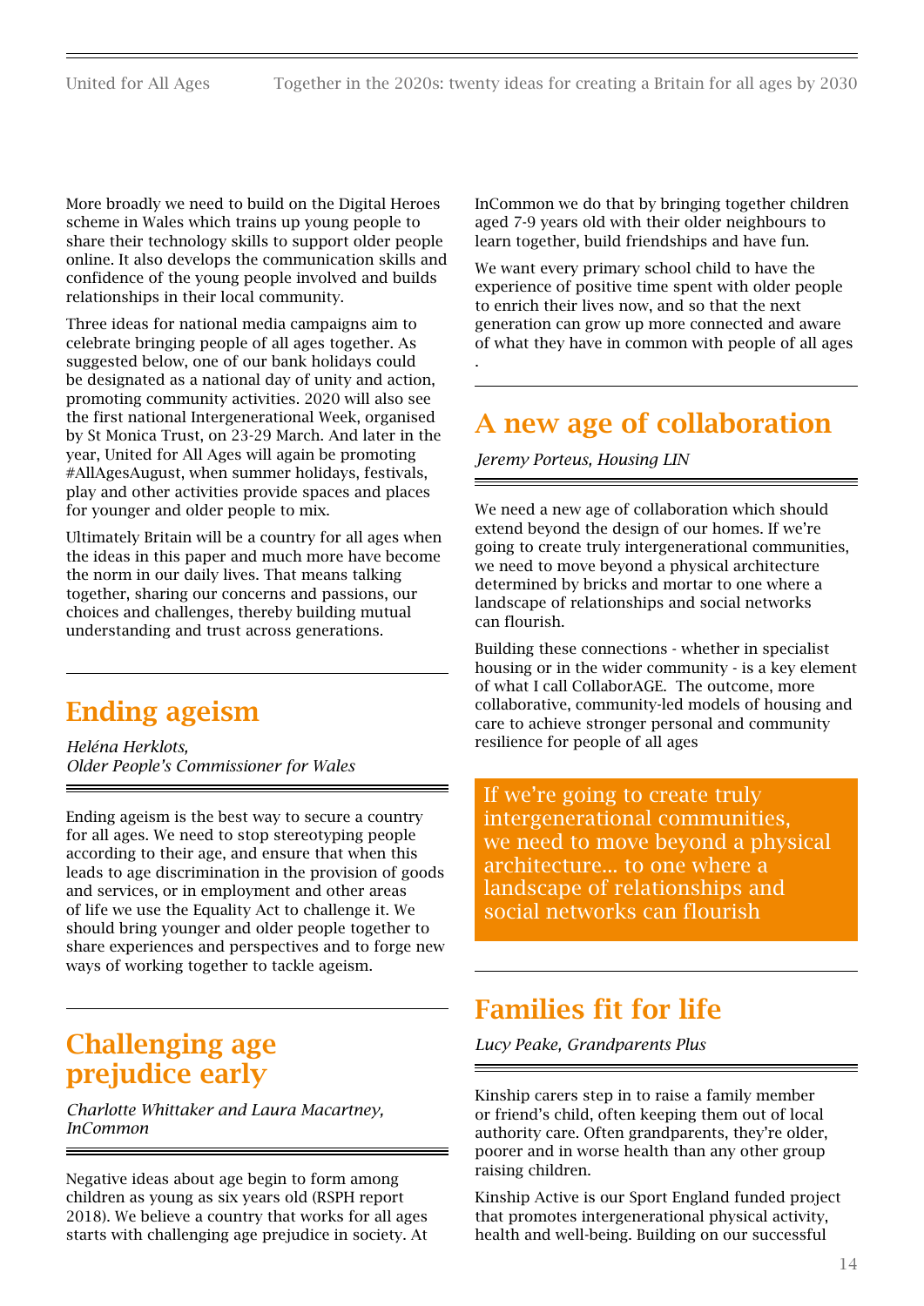More broadly we need to build on the Digital Heroes scheme in Wales which trains up young people to share their technology skills to support older people online. It also develops the communication skills and confidence of the young people involved and builds relationships in their local community.

Three ideas for national media campaigns aim to celebrate bringing people of all ages together. As suggested below, one of our bank holidays could be designated as a national day of unity and action, promoting community activities. 2020 will also see the first national Intergenerational Week, organised by St Monica Trust, on 23-29 March. And later in the year, United for All Ages will again be promoting #AllAgesAugust, when summer holidays, festivals, play and other activities provide spaces and places for younger and older people to mix.

Ultimately Britain will be a country for all ages when the ideas in this paper and much more have become the norm in our daily lives. That means talking together, sharing our concerns and passions, our choices and challenges, thereby building mutual understanding and trust across generations.

## Ending ageism

*Heléna Herklots,*
*Older People's Commissioner for Wales*

Ending ageism is the best way to secure a country for all ages. We need to stop stereotyping people according to their age, and ensure that when this leads to age discrimination in the provision of goods and services, or in employment and other areas of life we use the Equality Act to challenge it. We should bring younger and older people together to share experiences and perspectives and to forge new ways of working together to tackle ageism.

## Challenging age prejudice early

*Charlotte Whittaker and Laura Macartney, InCommon*

Negative ideas about age begin to form among children as young as six years old (RSPH report 2018). We believe a country that works for all ages starts with challenging age prejudice in society. At InCommon we do that by bringing together children aged 7-9 years old with their older neighbours to learn together, build friendships and have fun.

We want every primary school child to have the experience of positive time spent with older people to enrich their lives now, and so that the next generation can grow up more connected and aware of what they have in common with people of all ages .

## A new age of collaboration

*Jeremy Porteus, Housing LIN*

We need a new age of collaboration which should extend beyond the design of our homes. If we're going to create truly intergenerational communities, we need to move beyond a physical architecture determined by bricks and mortar to one where a landscape of relationships and social networks can flourish.

Building these connections - whether in specialist housing or in the wider community - is a key element of what I call CollaborAGE. The outcome, more collaborative, community-led models of housing and care to achieve stronger personal and community resilience for people of all ages

> If we're going to create truly intergenerational communities, we need to move beyond a physical architecture... to one where a landscape of relationships and social networks can flourish

## Families fit for life

*Lucy Peake, Grandparents Plus*

Kinship carers step in to raise a family member or friend's child, often keeping them out of local authority care. Often grandparents, they're older, poorer and in worse health than any other group raising children.

Kinship Active is our Sport England funded project that promotes intergenerational physical activity, health and well-being. Building on our successful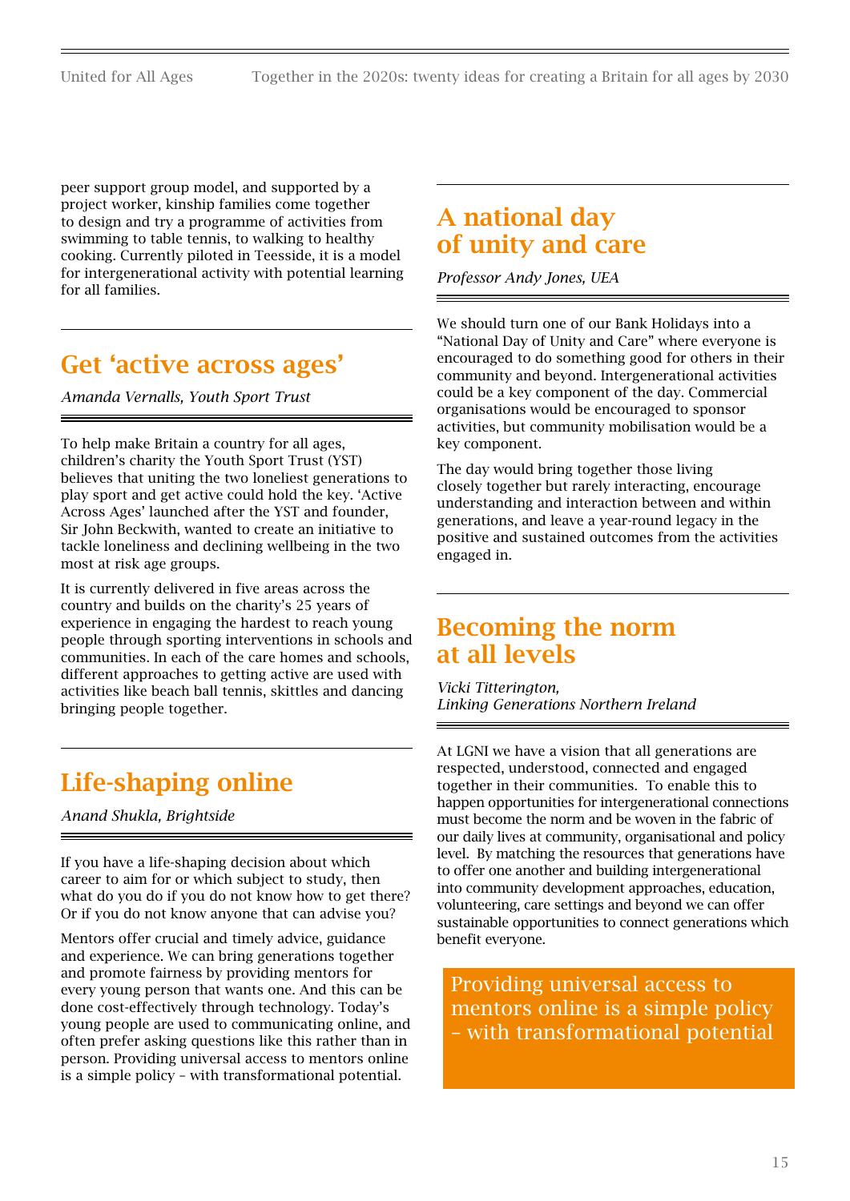peer support group model, and supported by a project worker, kinship families come together to design and try a programme of activities from swimming to table tennis, to walking to healthy cooking. Currently piloted in Teesside, it is a model for intergenerational activity with potential learning for all families.

## Get 'active across ages'

*Amanda Vernalls, Youth Sport Trust*

To help make Britain a country for all ages, children's charity the Youth Sport Trust (YST) believes that uniting the two loneliest generations to play sport and get active could hold the key. 'Active Across Ages' launched after the YST and founder, Sir John Beckwith, wanted to create an initiative to tackle loneliness and declining wellbeing in the two most at risk age groups.

It is currently delivered in five areas across the country and builds on the charity's 25 years of experience in engaging the hardest to reach young people through sporting interventions in schools and communities. In each of the care homes and schools, different approaches to getting active are used with activities like beach ball tennis, skittles and dancing bringing people together.

## Life-shaping online

*Anand Shukla, Brightside*

If you have a life-shaping decision about which career to aim for or which subject to study, then what do you do if you do not know how to get there? Or if you do not know anyone that can advise you?

Mentors offer crucial and timely advice, guidance and experience. We can bring generations together and promote fairness by providing mentors for every young person that wants one. And this can be done cost-effectively through technology. Today's young people are used to communicating online, and often prefer asking questions like this rather than in person. Providing universal access to mentors online is a simple policy – with transformational potential.

## A national day of unity and care

*Professor Andy Jones, UEA*

We should turn one of our Bank Holidays into a "National Day of Unity and Care" where everyone is encouraged to do something good for others in their community and beyond. Intergenerational activities could be a key component of the day. Commercial organisations would be encouraged to sponsor activities, but community mobilisation would be a key component.

The day would bring together those living closely together but rarely interacting, encourage understanding and interaction between and within generations, and leave a year-round legacy in the positive and sustained outcomes from the activities engaged in.

## Becoming the norm at all levels

*Vicki Titterington,*
*Linking Generations Northern Ireland*

At LGNI we have a vision that all generations are respected, understood, connected and engaged together in their communities. To enable this to happen opportunities for intergenerational connections must become the norm and be woven in the fabric of our daily lives at community, organisational and policy level. By matching the resources that generations have to offer one another and building intergenerational into community development approaches, education, volunteering, care settings and beyond we can offer sustainable opportunities to connect generations which benefit everyone.

> Providing universal access to mentors online is a simple policy – with transformational potential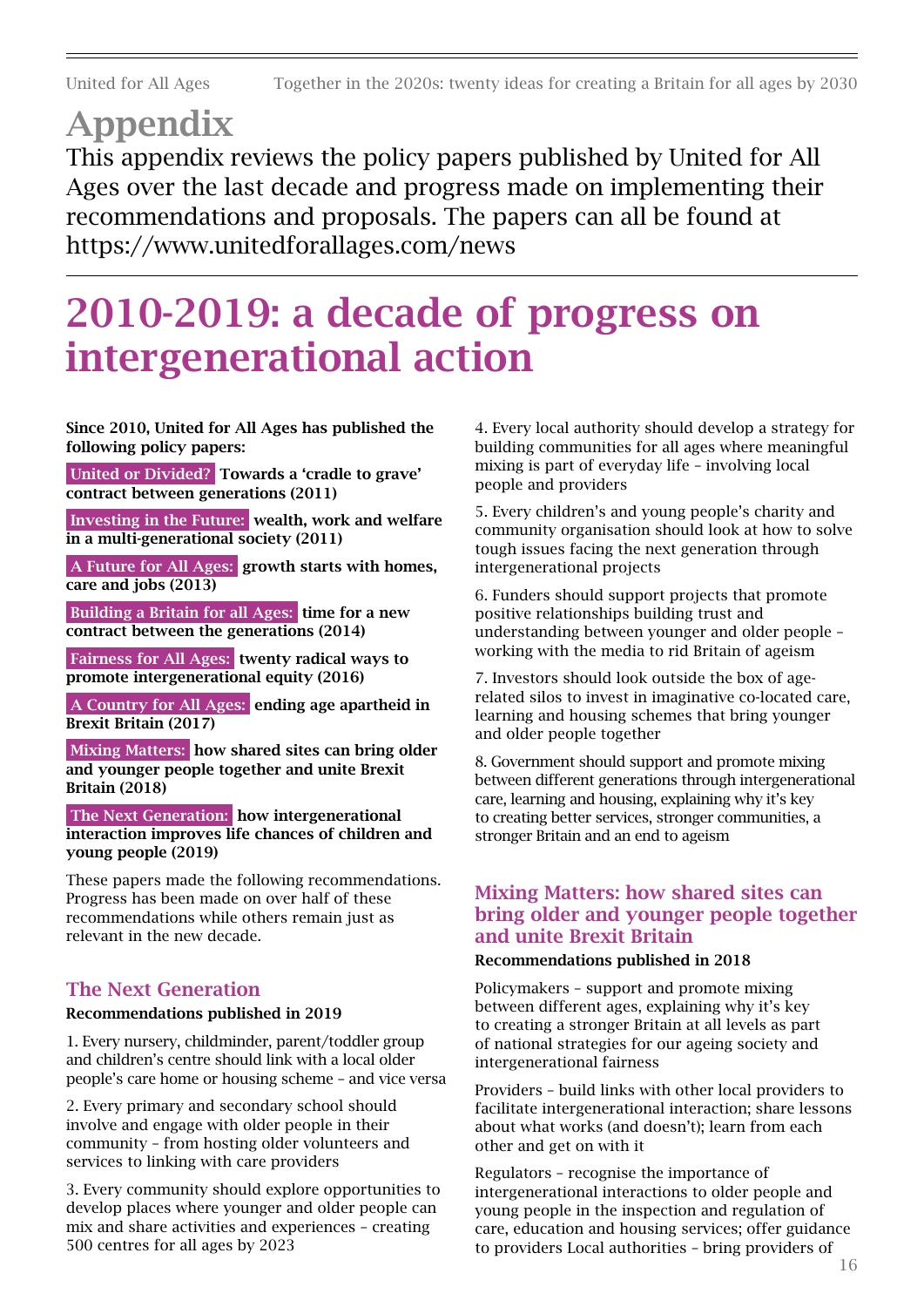# Appendix

This appendix reviews the policy papers published by United for All Ages over the last decade and progress made on implementing their recommendations and proposals. The papers can all be found at https://www.unitedforallages.com/news

# 2010-2019: a decade of progress on intergenerational action

**Since 2010, United for All Ages has published the following policy papers:**

**United or Divided? Towards a 'cradle to grave' contract between generations (2011)**

**Investing in the Future: wealth, work and welfare in a multi-generational society (2011)**

**A Future for All Ages: growth starts with homes, care and jobs (2013)**

**Building a Britain for all Ages: time for a new contract between the generations (2014)**

**Fairness for All Ages: twenty radical ways to promote intergenerational equity (2016)**

**A Country for All Ages: ending age apartheid in Brexit Britain (2017)**

**Mixing Matters: how shared sites can bring older and younger people together and unite Brexit Britain (2018)**

**The Next Generation: how intergenerational interaction improves life chances of children and young people (2019)**

These papers made the following recommendations. Progress has been made on over half of these recommendations while others remain just as relevant in the new decade.

## The Next Generation

**Recommendations published in 2019**

1. Every nursery, childminder, parent/toddler group and children's centre should link with a local older people's care home or housing scheme – and vice versa
2. Every primary and secondary school should involve and engage with older people in their community – from hosting older volunteers and services to linking with care providers
3. Every community should explore opportunities to develop places where younger and older people can mix and share activities and experiences – creating 500 centres for all ages by 2023
4. Every local authority should develop a strategy for building communities for all ages where meaningful mixing is part of everyday life – involving local people and providers
5. Every children's and young people's charity and community organisation should look at how to solve tough issues facing the next generation through intergenerational projects
6. Funders should support projects that promote positive relationships building trust and understanding between younger and older people – working with the media to rid Britain of ageism
7. Investors should look outside the box of age-related silos to invest in imaginative co-located care, learning and housing schemes that bring younger and older people together
8. Government should support and promote mixing between different generations through intergenerational care, learning and housing, explaining why it's key to creating better services, stronger communities, a stronger Britain and an end to ageism

## Mixing Matters: how shared sites can bring older and younger people together and unite Brexit Britain

**Recommendations published in 2018**

Policymakers – support and promote mixing between different ages, explaining why it's key to creating a stronger Britain at all levels as part of national strategies for our ageing society and intergenerational fairness

Providers – build links with other local providers to facilitate intergenerational interaction; share lessons about what works (and doesn't); learn from each other and get on with it

Regulators – recognise the importance of intergenerational interactions to older people and young people in the inspection and regulation of care, education and housing services; offer guidance to providers Local authorities – bring providers of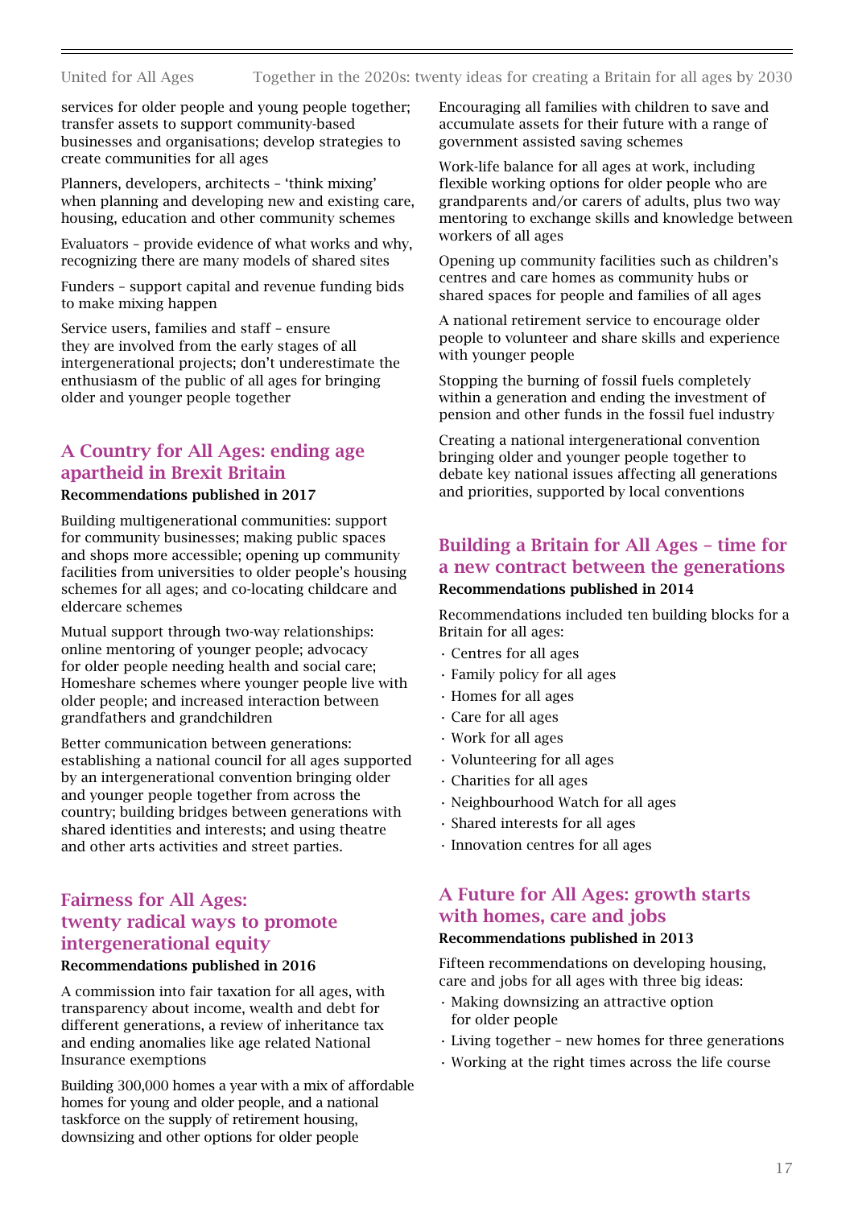services for older people and young people together; transfer assets to support community-based businesses and organisations; develop strategies to create communities for all ages

Planners, developers, architects – 'think mixing' when planning and developing new and existing care, housing, education and other community schemes

Evaluators – provide evidence of what works and why, recognizing there are many models of shared sites

Funders – support capital and revenue funding bids to make mixing happen

Service users, families and staff – ensure they are involved from the early stages of all intergenerational projects; don't underestimate the enthusiasm of the public of all ages for bringing older and younger people together

## A Country for All Ages: ending age apartheid in Brexit Britain

**Recommendations published in 2017**

Building multigenerational communities: support for community businesses; making public spaces and shops more accessible; opening up community facilities from universities to older people's housing schemes for all ages; and co-locating childcare and eldercare schemes

Mutual support through two-way relationships: online mentoring of younger people; advocacy for older people needing health and social care; Homeshare schemes where younger people live with older people; and increased interaction between grandfathers and grandchildren

Better communication between generations: establishing a national council for all ages supported by an intergenerational convention bringing older and younger people together from across the country; building bridges between generations with shared identities and interests; and using theatre and other arts activities and street parties.

## Fairness for All Ages: twenty radical ways to promote intergenerational equity

**Recommendations published in 2016**

A commission into fair taxation for all ages, with transparency about income, wealth and debt for different generations, a review of inheritance tax and ending anomalies like age related National Insurance exemptions

Building 300,000 homes a year with a mix of affordable homes for young and older people, and a national taskforce on the supply of retirement housing, downsizing and other options for older people

Encouraging all families with children to save and accumulate assets for their future with a range of government assisted saving schemes

Work-life balance for all ages at work, including flexible working options for older people who are grandparents and/or carers of adults, plus two way mentoring to exchange skills and knowledge between workers of all ages

Opening up community facilities such as children's centres and care homes as community hubs or shared spaces for people and families of all ages

A national retirement service to encourage older people to volunteer and share skills and experience with younger people

Stopping the burning of fossil fuels completely within a generation and ending the investment of pension and other funds in the fossil fuel industry

Creating a national intergenerational convention bringing older and younger people together to debate key national issues affecting all generations and priorities, supported by local conventions

## Building a Britain for All Ages – time for a new contract between the generations

**Recommendations published in 2014**

Recommendations included ten building blocks for a Britain for all ages:

- Centres for all ages
- Family policy for all ages
- Homes for all ages
- Care for all ages
- Work for all ages
- Volunteering for all ages
- Charities for all ages
- Neighbourhood Watch for all ages
- Shared interests for all ages
- Innovation centres for all ages

## A Future for All Ages: growth starts with homes, care and jobs

**Recommendations published in 2013**

Fifteen recommendations on developing housing, care and jobs for all ages with three big ideas:

- Making downsizing an attractive option for older people
- Living together – new homes for three generations
- Working at the right times across the life course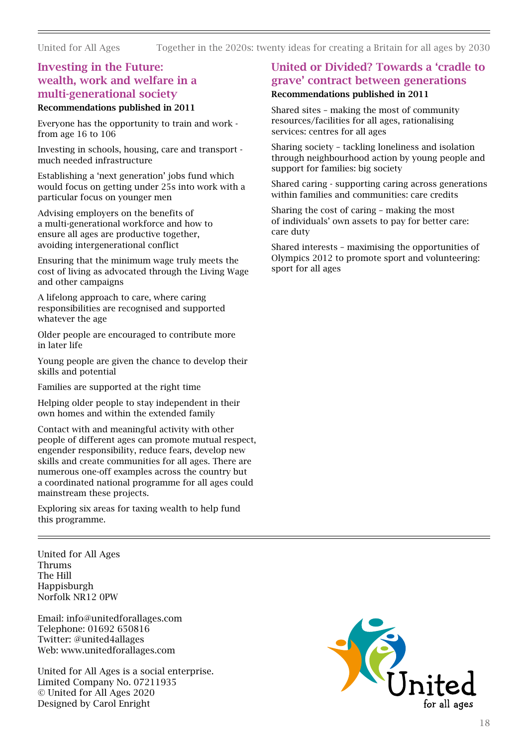## Investing in the Future: wealth, work and welfare in a multi-generational society

**Recommendations published in 2011**

Everyone has the opportunity to train and work - from age 16 to 106

Investing in schools, housing, care and transport - much needed infrastructure

Establishing a 'next generation' jobs fund which would focus on getting under 25s into work with a particular focus on younger men

Advising employers on the benefits of a multi-generational workforce and how to ensure all ages are productive together, avoiding intergenerational conflict

Ensuring that the minimum wage truly meets the cost of living as advocated through the Living Wage and other campaigns

A lifelong approach to care, where caring responsibilities are recognised and supported whatever the age

Older people are encouraged to contribute more in later life

Young people are given the chance to develop their skills and potential

Families are supported at the right time

Helping older people to stay independent in their own homes and within the extended family

Contact with and meaningful activity with other people of different ages can promote mutual respect, engender responsibility, reduce fears, develop new skills and create communities for all ages. There are numerous one-off examples across the country but a coordinated national programme for all ages could mainstream these projects.

Exploring six areas for taxing wealth to help fund this programme.

## United or Divided? Towards a 'cradle to grave' contract between generations

**Recommendations published in 2011**

Shared sites – making the most of community resources/facilities for all ages, rationalising services: centres for all ages

Sharing society – tackling loneliness and isolation through neighbourhood action by young people and support for families: big society

Shared caring - supporting caring across generations within families and communities: care credits

Sharing the cost of caring – making the most of individuals' own assets to pay for better care: care duty

Shared interests – maximising the opportunities of Olympics 2012 to promote sport and volunteering: sport for all ages

---

United for All Ages
Thrums
The Hill
Happisburgh
Norfolk NR12 0PW

Email: info@unitedforallages.com
Telephone: 01692 650816
Twitter: @united4allages
Web: www.unitedforallages.com

United for All Ages is a social enterprise.
Limited Company No. 07211935
© United for All Ages 2020
Designed by Carol Enright

United for all ages